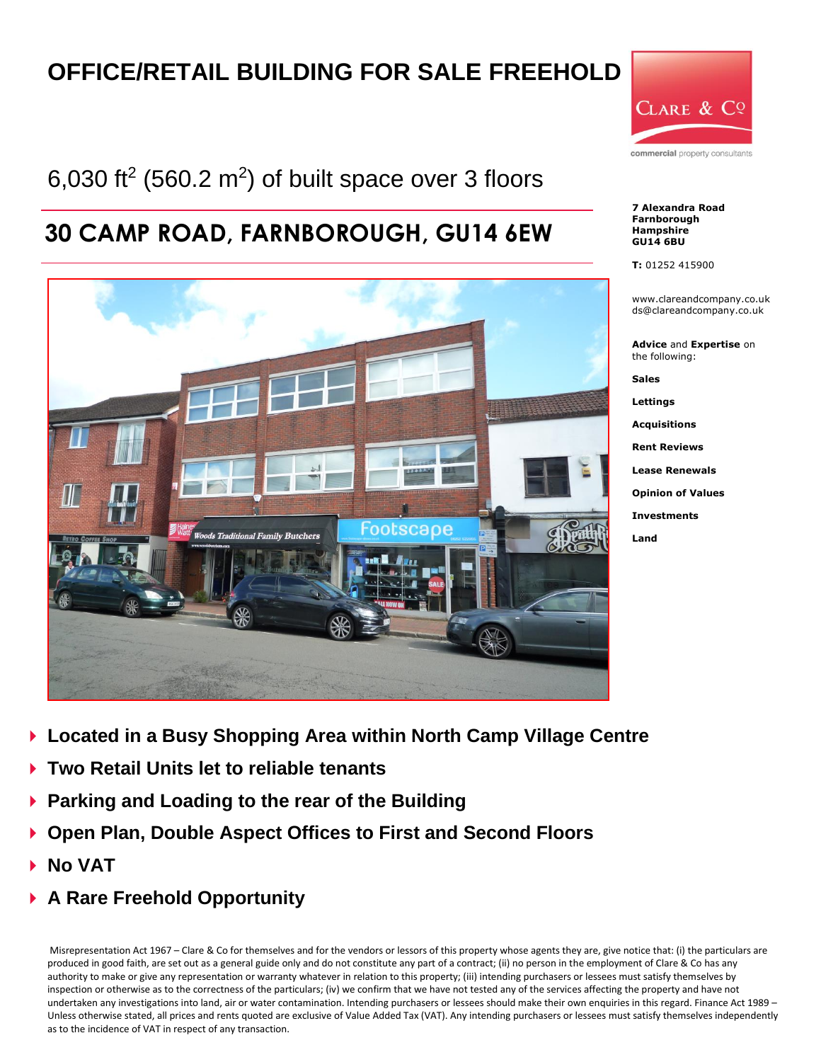# OFFICE/RETAIL BUILDING FOR SALE FREEHOLD

CLARE & Co

commercial property consultants

6,030 ft$^2$ (560.2 m$^2$) of built space over 3 floors

## 30 CAMP ROAD, FARNBOROUGH, GU14 6EW

**7 Alexandra Road**
**Farnborough**
**Hampshire**
**GU14 6BU**

**T:** 01252 415900

www.clareandcompany.co.uk
ds@clareandcompany.co.uk

**Advice** and **Expertise** on the following:

**Sales**

**Lettings**

**Acquisitions**

**Rent Reviews**

**Lease Renewals**

**Opinion of Values**

**Investments**

**Land**

- **Located in a Busy Shopping Area within North Camp Village Centre**
- **Two Retail Units let to reliable tenants**
- **Parking and Loading to the rear of the Building**
- **Open Plan, Double Aspect Offices to First and Second Floors**
- **No VAT**
- **A Rare Freehold Opportunity**

Misrepresentation Act 1967 – Clare & Co for themselves and for the vendors or lessors of this property whose agents they are, give notice that: (i) the particulars are produced in good faith, are set out as a general guide only and do not constitute any part of a contract; (ii) no person in the employment of Clare & Co has any authority to make or give any representation or warranty whatever in relation to this property; (iii) intending purchasers or lessees must satisfy themselves by inspection or otherwise as to the correctness of the particulars; (iv) we confirm that we have not tested any of the services affecting the property and have not undertaken any investigations into land, air or water contamination. Intending purchasers or lessees should make their own enquiries in this regard. Finance Act 1989 – Unless otherwise stated, all prices and rents quoted are exclusive of Value Added Tax (VAT). Any intending purchasers or lessees must satisfy themselves independently as to the incidence of VAT in respect of any transaction.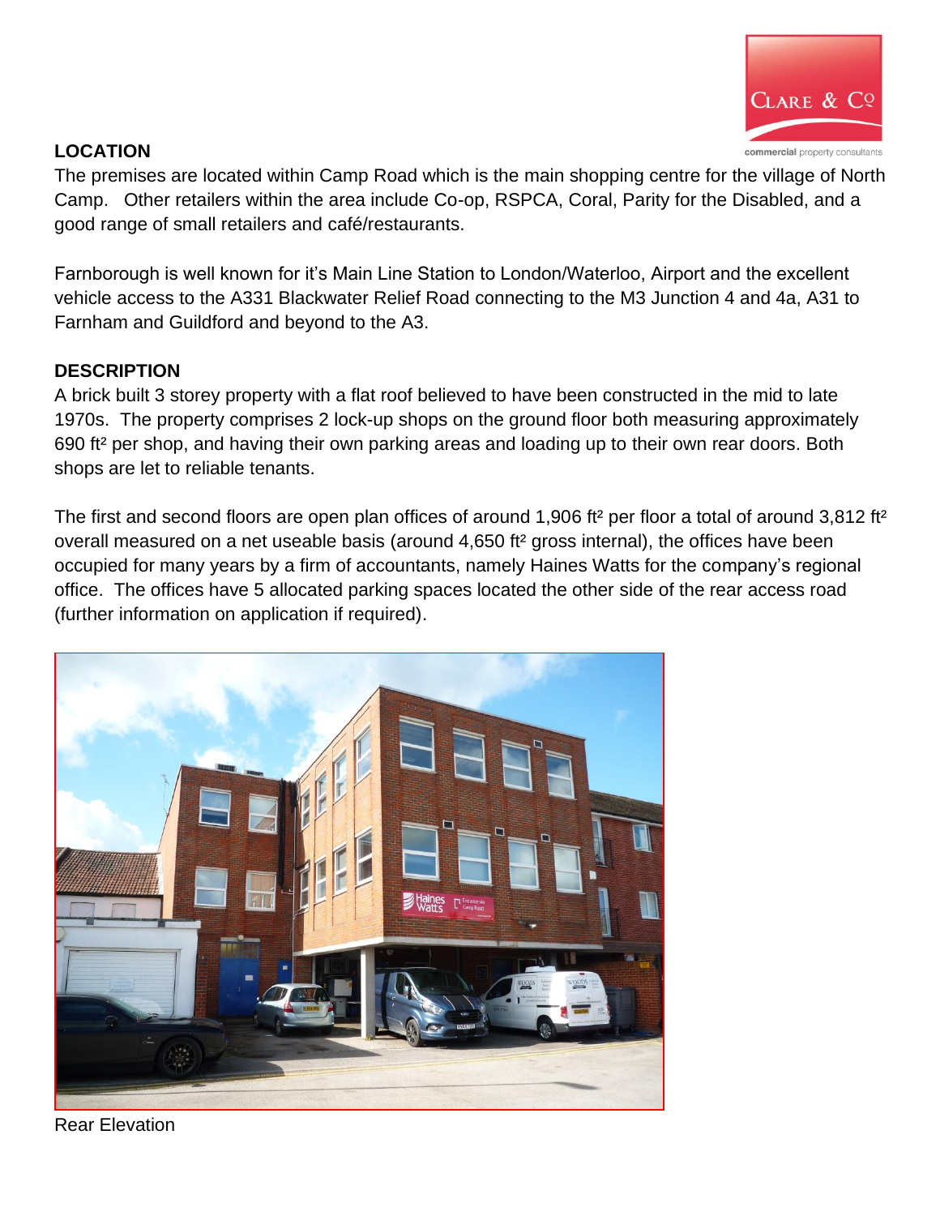## LOCATION

The premises are located within Camp Road which is the main shopping centre for the village of North Camp. Other retailers within the area include Co-op, RSPCA, Coral, Parity for the Disabled, and a good range of small retailers and café/restaurants.

Farnborough is well known for it's Main Line Station to London/Waterloo, Airport and the excellent vehicle access to the A331 Blackwater Relief Road connecting to the M3 Junction 4 and 4a, A31 to Farnham and Guildford and beyond to the A3.

## DESCRIPTION

A brick built 3 storey property with a flat roof believed to have been constructed in the mid to late 1970s. The property comprises 2 lock-up shops on the ground floor both measuring approximately 690 ft² per shop, and having their own parking areas and loading up to their own rear doors. Both shops are let to reliable tenants.

The first and second floors are open plan offices of around 1,906 ft² per floor a total of around 3,812 ft² overall measured on a net useable basis (around 4,650 ft² gross internal), the offices have been occupied for many years by a firm of accountants, namely Haines Watts for the company's regional office. The offices have 5 allocated parking spaces located the other side of the rear access road (further information on application if required).

Rear Elevation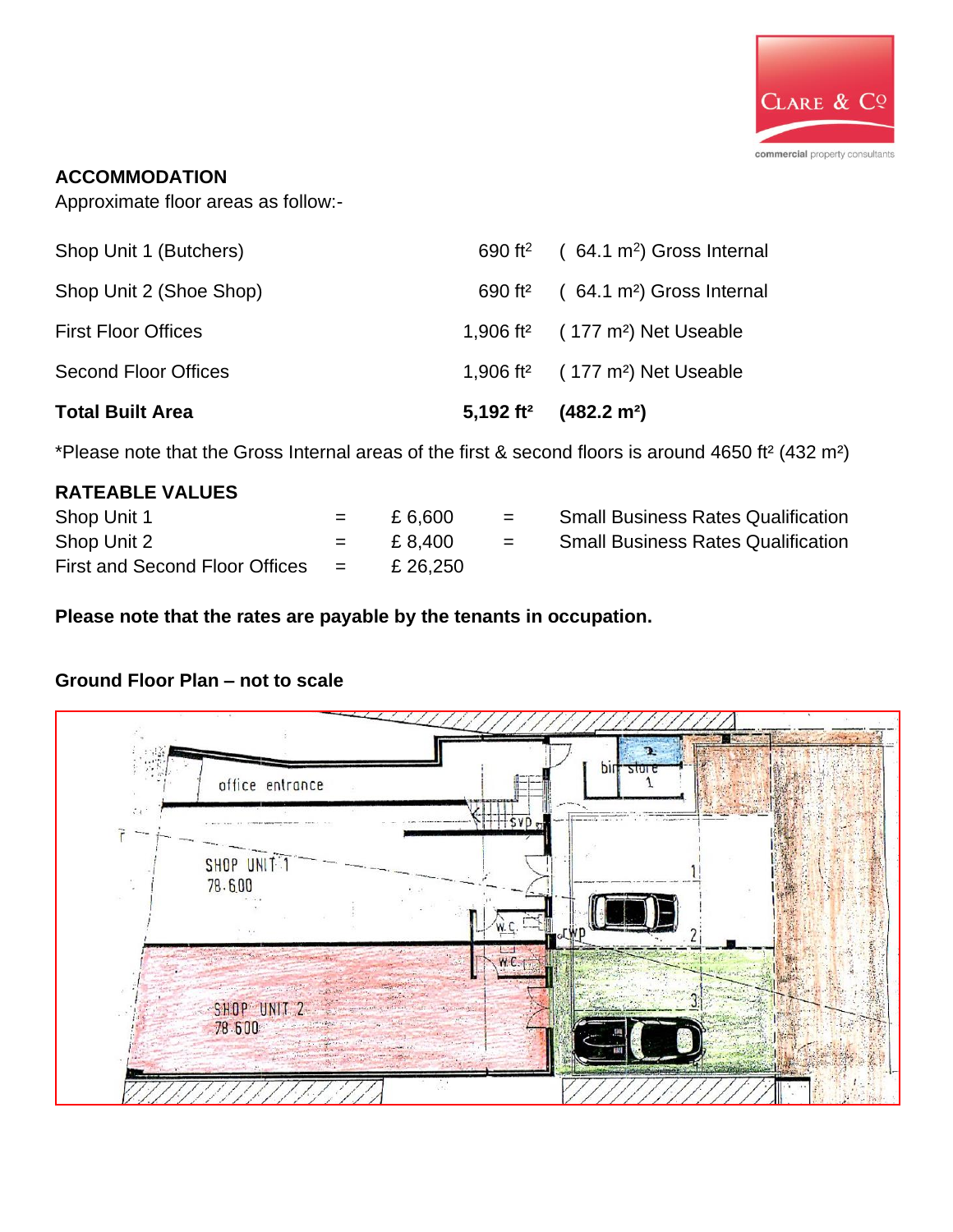## ACCOMMODATION

Approximate floor areas as follow:-

| | | |
|---|---|---|
| Shop Unit 1 (Butchers) | 690 ft² | ( 64.1 m²) Gross Internal |
| Shop Unit 2 (Shoe Shop) | 690 ft² | ( 64.1 m²) Gross Internal |
| First Floor Offices | 1,906 ft² | ( 177 m²) Net Useable |
| Second Floor Offices | 1,906 ft² | ( 177 m²) Net Useable |
| **Total Built Area** | **5,192 ft²** | **(482.2 m²)** |

*Please note that the Gross Internal areas of the first & second floors is around 4650 ft² (432 m²)

## RATEABLE VALUES

| | | | | |
|---|---|---|---|---|
| Shop Unit 1 | = | £ 6,600 | = | Small Business Rates Qualification |
| Shop Unit 2 | = | £ 8,400 | = | Small Business Rates Qualification |
| First and Second Floor Offices | = | £ 26,250 | | |

**Please note that the rates are payable by the tenants in occupation.**

**Ground Floor Plan – not to scale**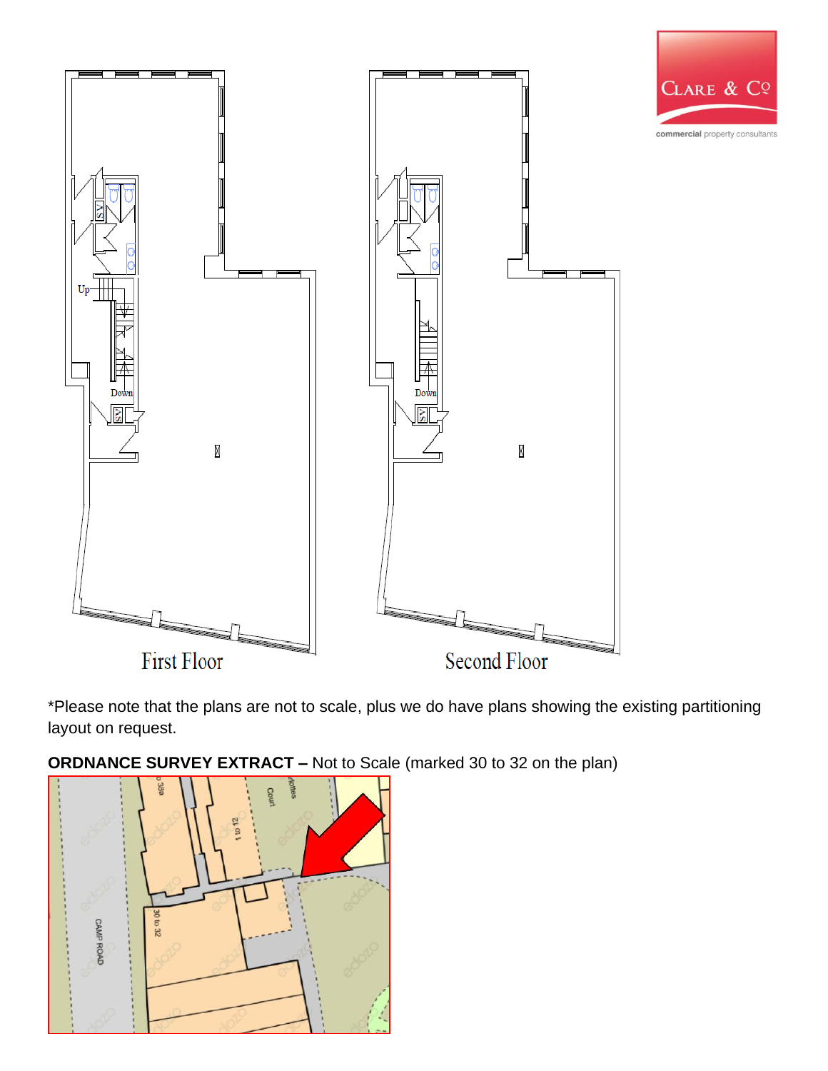First Floor

Second Floor

*Please note that the plans are not to scale, plus we do have plans showing the existing partitioning layout on request.

**ORDNANCE SURVEY EXTRACT –** Not to Scale (marked 30 to 32 on the plan)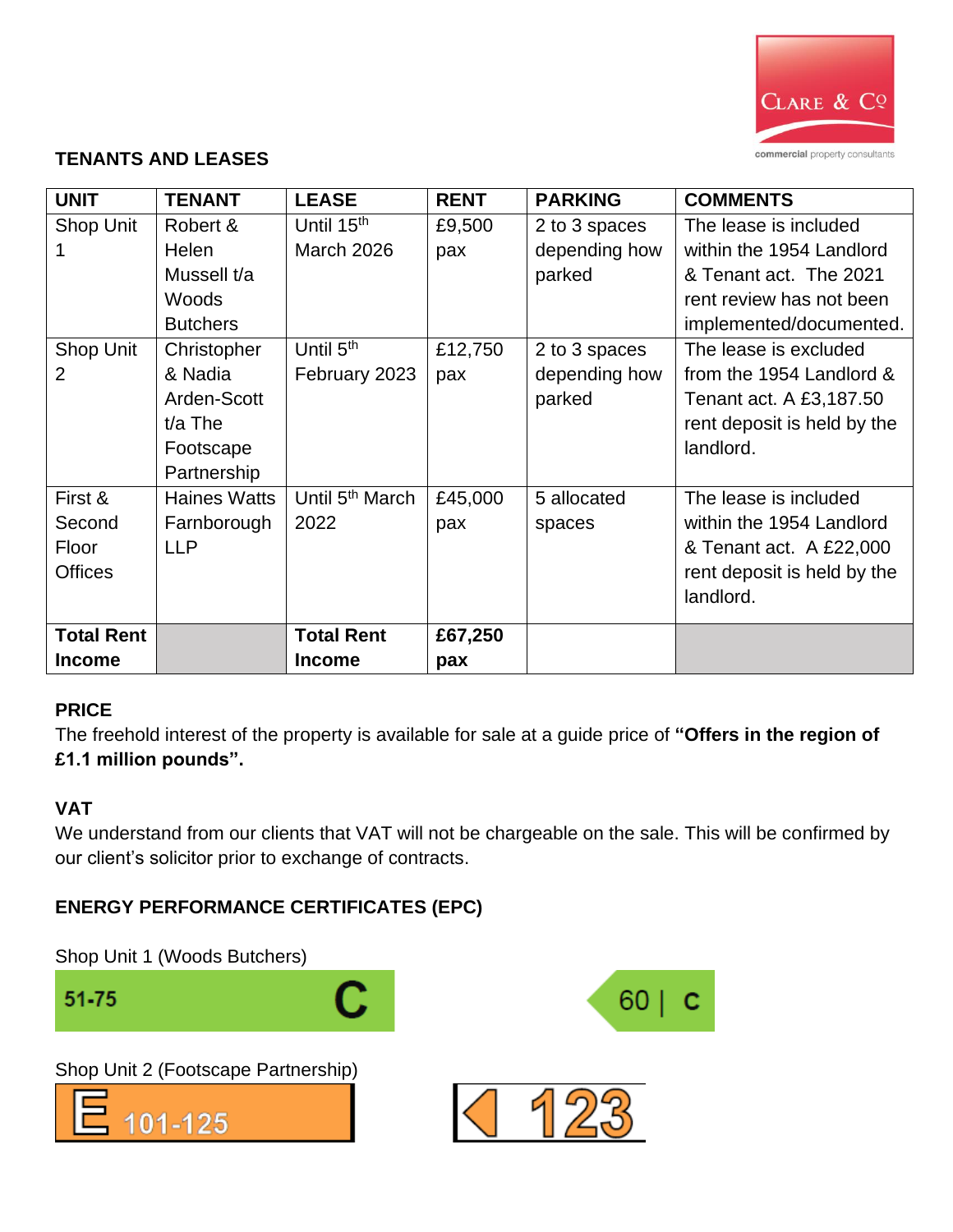## TENANTS AND LEASES

| UNIT | TENANT | LEASE | RENT | PARKING | COMMENTS |
|---|---|---|---|---|---|
| Shop Unit 1 | Robert & Helen Mussell t/a Woods Butchers | Until 15th March 2026 | £9,500 pax | 2 to 3 spaces depending how parked | The lease is included within the 1954 Landlord & Tenant act. The 2021 rent review has not been implemented/documented. |
| Shop Unit 2 | Christopher & Nadia Arden-Scott t/a The Footscape Partnership | Until 5th February 2023 | £12,750 pax | 2 to 3 spaces depending how parked | The lease is excluded from the 1954 Landlord & Tenant act. A £3,187.50 rent deposit is held by the landlord. |
| First & Second Floor Offices | Haines Watts Farnborough LLP | Until 5th March 2022 | £45,000 pax | 5 allocated spaces | The lease is included within the 1954 Landlord & Tenant act. A £22,000 rent deposit is held by the landlord. |
| **Total Rent Income** | | **Total Rent Income** | **£67,250 pax** | | |

## PRICE

The freehold interest of the property is available for sale at a guide price of **"Offers in the region of £1.1 million pounds".**

## VAT

We understand from our clients that VAT will not be chargeable on the sale. This will be confirmed by our client's solicitor prior to exchange of contracts.

## ENERGY PERFORMANCE CERTIFICATES (EPC)

Shop Unit 1 (Woods Butchers)

51-75 C

60 | C

Shop Unit 2 (Footscape Partnership)

E 101-125

123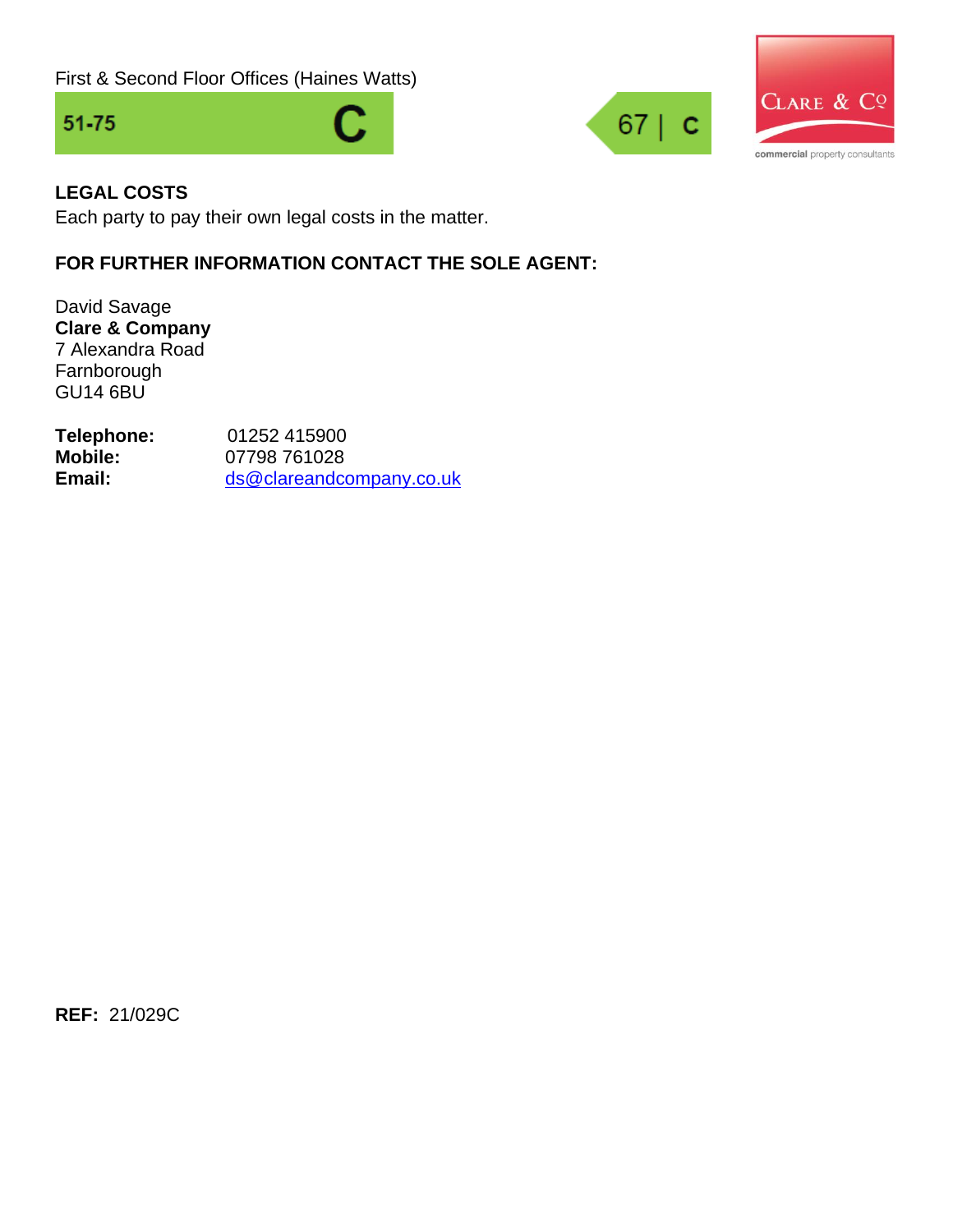First & Second Floor Offices (Haines Watts)

51-75 C

67 | C

## LEGAL COSTS

Each party to pay their own legal costs in the matter.

## FOR FURTHER INFORMATION CONTACT THE SOLE AGENT:

David Savage
**Clare & Company**
7 Alexandra Road
Farnborough
GU14 6BU

**Telephone:** 01252 415900
**Mobile:** 07798 761028
**Email:** ds@clareandcompany.co.uk

**REF:** 21/029C